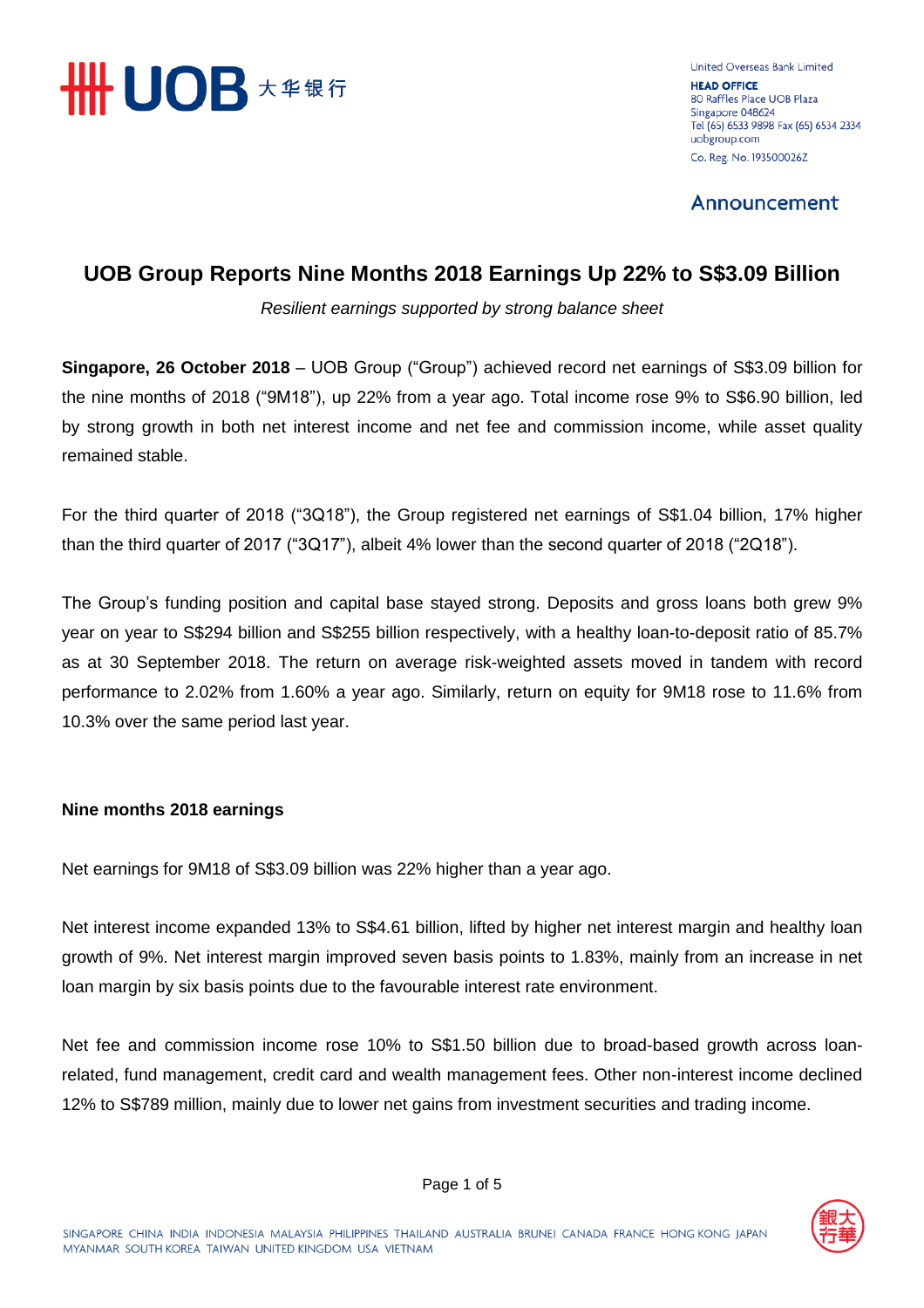United Overseas Bank Limited
**HEAD OFFICE**
80 Raffles Place UOB Plaza
Singapore 048624
Tel (65) 6533 9898 Fax (65) 6534 2334
uobgroup.com
Co. Reg. No. 193500026Z

Announcement

# UOB Group Reports Nine Months 2018 Earnings Up 22% to S$3.09 Billion

*Resilient earnings supported by strong balance sheet*

**Singapore, 26 October 2018** – UOB Group ("Group") achieved record net earnings of S$3.09 billion for the nine months of 2018 ("9M18"), up 22% from a year ago. Total income rose 9% to S$6.90 billion, led by strong growth in both net interest income and net fee and commission income, while asset quality remained stable.

For the third quarter of 2018 ("3Q18"), the Group registered net earnings of S$1.04 billion, 17% higher than the third quarter of 2017 ("3Q17"), albeit 4% lower than the second quarter of 2018 ("2Q18").

The Group's funding position and capital base stayed strong. Deposits and gross loans both grew 9% year on year to S$294 billion and S$255 billion respectively, with a healthy loan-to-deposit ratio of 85.7% as at 30 September 2018. The return on average risk-weighted assets moved in tandem with record performance to 2.02% from 1.60% a year ago. Similarly, return on equity for 9M18 rose to 11.6% from 10.3% over the same period last year.

## Nine months 2018 earnings

Net earnings for 9M18 of S$3.09 billion was 22% higher than a year ago.

Net interest income expanded 13% to S$4.61 billion, lifted by higher net interest margin and healthy loan growth of 9%. Net interest margin improved seven basis points to 1.83%, mainly from an increase in net loan margin by six basis points due to the favourable interest rate environment.

Net fee and commission income rose 10% to S$1.50 billion due to broad-based growth across loan-related, fund management, credit card and wealth management fees. Other non-interest income declined 12% to S$789 million, mainly due to lower net gains from investment securities and trading income.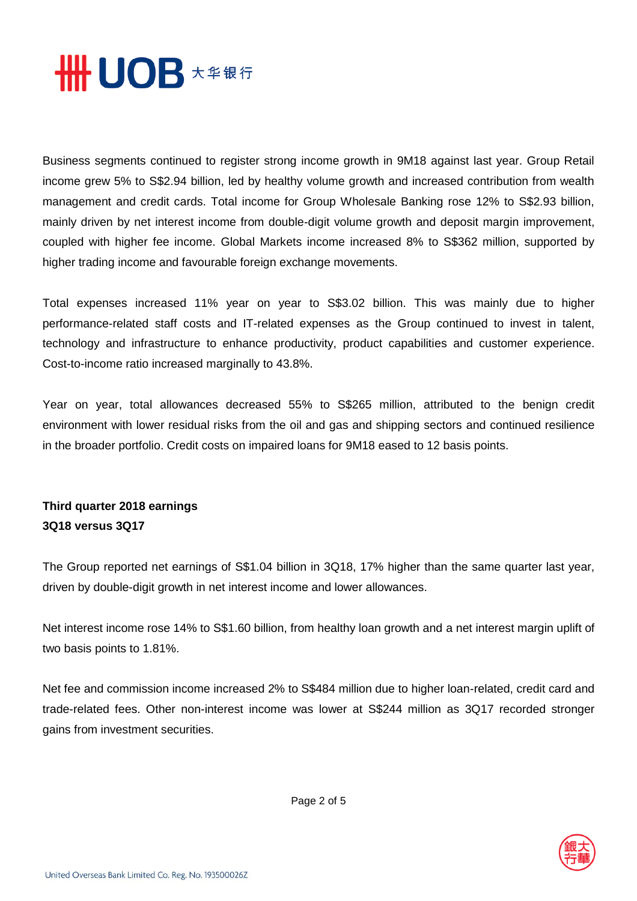Business segments continued to register strong income growth in 9M18 against last year. Group Retail income grew 5% to S$2.94 billion, led by healthy volume growth and increased contribution from wealth management and credit cards. Total income for Group Wholesale Banking rose 12% to S$2.93 billion, mainly driven by net interest income from double-digit volume growth and deposit margin improvement, coupled with higher fee income. Global Markets income increased 8% to S$362 million, supported by higher trading income and favourable foreign exchange movements.

Total expenses increased 11% year on year to S$3.02 billion. This was mainly due to higher performance-related staff costs and IT-related expenses as the Group continued to invest in talent, technology and infrastructure to enhance productivity, product capabilities and customer experience. Cost-to-income ratio increased marginally to 43.8%.

Year on year, total allowances decreased 55% to S$265 million, attributed to the benign credit environment with lower residual risks from the oil and gas and shipping sectors and continued resilience in the broader portfolio. Credit costs on impaired loans for 9M18 eased to 12 basis points.

**Third quarter 2018 earnings**
**3Q18 versus 3Q17**

The Group reported net earnings of S$1.04 billion in 3Q18, 17% higher than the same quarter last year, driven by double-digit growth in net interest income and lower allowances.

Net interest income rose 14% to S$1.60 billion, from healthy loan growth and a net interest margin uplift of two basis points to 1.81%.

Net fee and commission income increased 2% to S$484 million due to higher loan-related, credit card and trade-related fees. Other non-interest income was lower at S$244 million as 3Q17 recorded stronger gains from investment securities.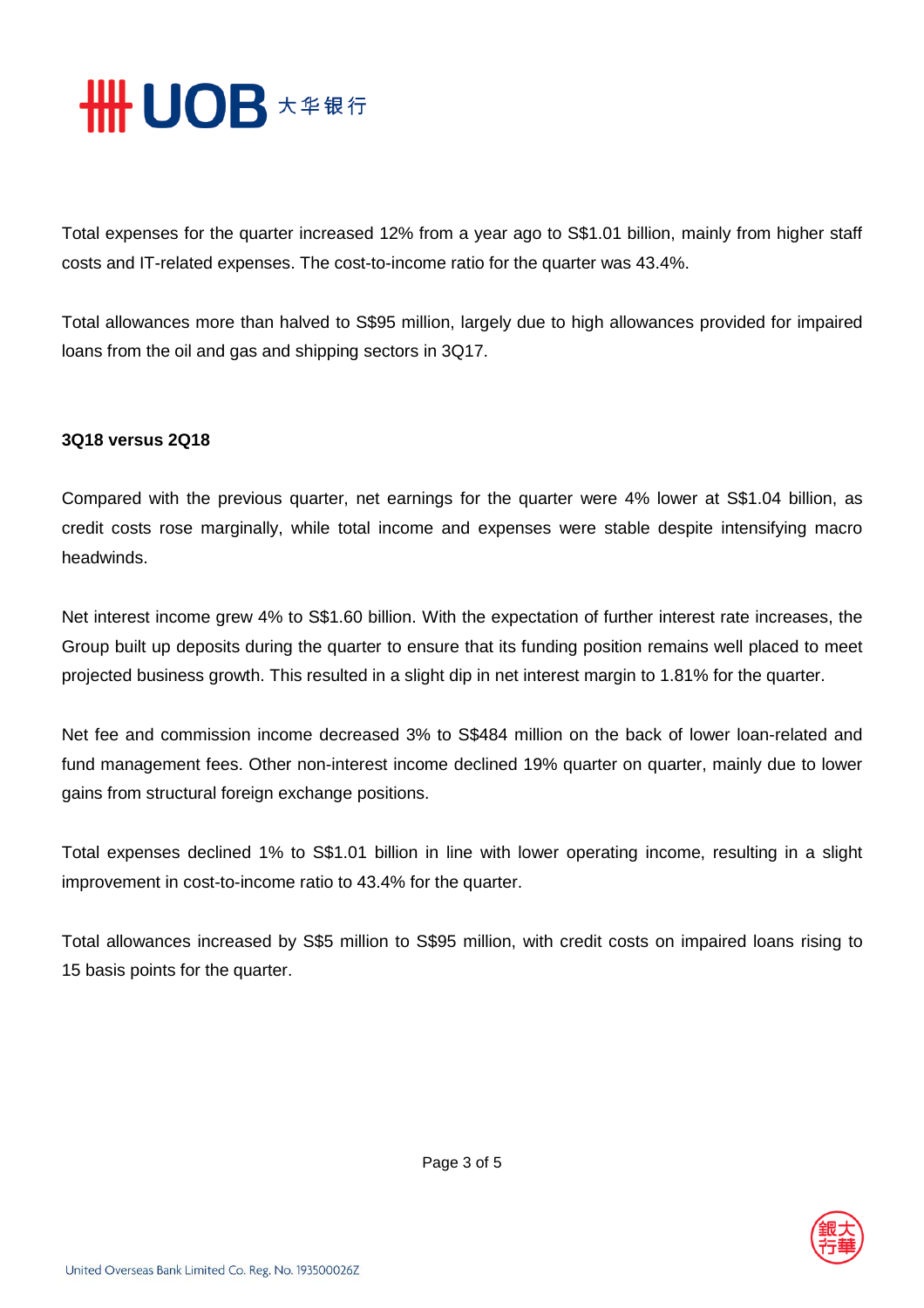Total expenses for the quarter increased 12% from a year ago to S$1.01 billion, mainly from higher staff costs and IT-related expenses. The cost-to-income ratio for the quarter was 43.4%.

Total allowances more than halved to S$95 million, largely due to high allowances provided for impaired loans from the oil and gas and shipping sectors in 3Q17.

**3Q18 versus 2Q18**

Compared with the previous quarter, net earnings for the quarter were 4% lower at S$1.04 billion, as credit costs rose marginally, while total income and expenses were stable despite intensifying macro headwinds.

Net interest income grew 4% to S$1.60 billion. With the expectation of further interest rate increases, the Group built up deposits during the quarter to ensure that its funding position remains well placed to meet projected business growth. This resulted in a slight dip in net interest margin to 1.81% for the quarter.

Net fee and commission income decreased 3% to S$484 million on the back of lower loan-related and fund management fees. Other non-interest income declined 19% quarter on quarter, mainly due to lower gains from structural foreign exchange positions.

Total expenses declined 1% to S$1.01 billion in line with lower operating income, resulting in a slight improvement in cost-to-income ratio to 43.4% for the quarter.

Total allowances increased by S$5 million to S$95 million, with credit costs on impaired loans rising to 15 basis points for the quarter.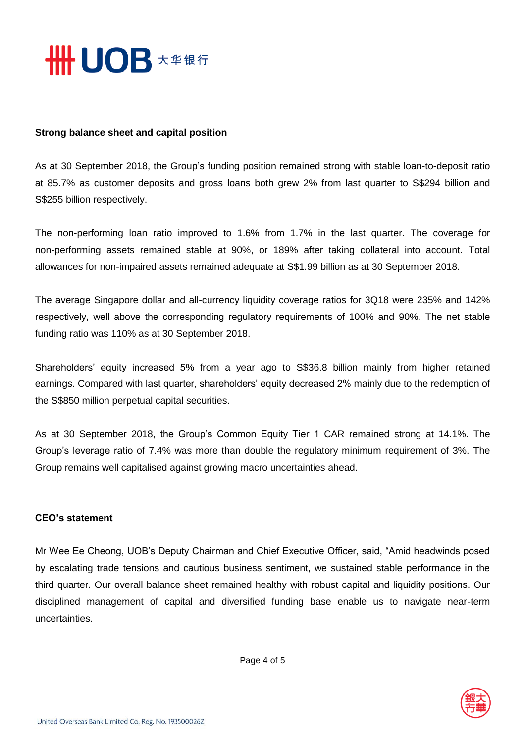**Strong balance sheet and capital position**

As at 30 September 2018, the Group's funding position remained strong with stable loan-to-deposit ratio at 85.7% as customer deposits and gross loans both grew 2% from last quarter to S$294 billion and S$255 billion respectively.

The non-performing loan ratio improved to 1.6% from 1.7% in the last quarter. The coverage for non-performing assets remained stable at 90%, or 189% after taking collateral into account. Total allowances for non-impaired assets remained adequate at S$1.99 billion as at 30 September 2018.

The average Singapore dollar and all-currency liquidity coverage ratios for 3Q18 were 235% and 142% respectively, well above the corresponding regulatory requirements of 100% and 90%. The net stable funding ratio was 110% as at 30 September 2018.

Shareholders' equity increased 5% from a year ago to S$36.8 billion mainly from higher retained earnings. Compared with last quarter, shareholders' equity decreased 2% mainly due to the redemption of the S$850 million perpetual capital securities.

As at 30 September 2018, the Group's Common Equity Tier 1 CAR remained strong at 14.1%. The Group's leverage ratio of 7.4% was more than double the regulatory minimum requirement of 3%. The Group remains well capitalised against growing macro uncertainties ahead.

**CEO's statement**

Mr Wee Ee Cheong, UOB's Deputy Chairman and Chief Executive Officer, said, "Amid headwinds posed by escalating trade tensions and cautious business sentiment, we sustained stable performance in the third quarter. Our overall balance sheet remained healthy with robust capital and liquidity positions. Our disciplined management of capital and diversified funding base enable us to navigate near-term uncertainties.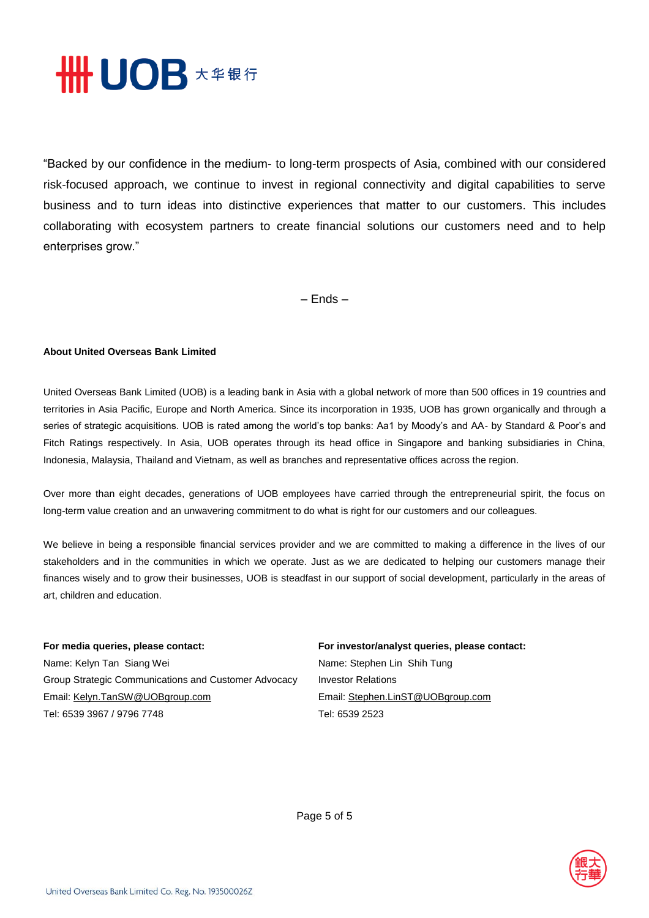"Backed by our confidence in the medium- to long-term prospects of Asia, combined with our considered risk-focused approach, we continue to invest in regional connectivity and digital capabilities to serve business and to turn ideas into distinctive experiences that matter to our customers. This includes collaborating with ecosystem partners to create financial solutions our customers need and to help enterprises grow."

– Ends –

**About United Overseas Bank Limited**

United Overseas Bank Limited (UOB) is a leading bank in Asia with a global network of more than 500 offices in 19 countries and territories in Asia Pacific, Europe and North America. Since its incorporation in 1935, UOB has grown organically and through a series of strategic acquisitions. UOB is rated among the world's top banks: Aa1 by Moody's and AA- by Standard & Poor's and Fitch Ratings respectively. In Asia, UOB operates through its head office in Singapore and banking subsidiaries in China, Indonesia, Malaysia, Thailand and Vietnam, as well as branches and representative offices across the region.

Over more than eight decades, generations of UOB employees have carried through the entrepreneurial spirit, the focus on long-term value creation and an unwavering commitment to do what is right for our customers and our colleagues.

We believe in being a responsible financial services provider and we are committed to making a difference in the lives of our stakeholders and in the communities in which we operate. Just as we are dedicated to helping our customers manage their finances wisely and to grow their businesses, UOB is steadfast in our support of social development, particularly in the areas of art, children and education.

**For media queries, please contact:**
Name: Kelyn Tan Siang Wei
Group Strategic Communications and Customer Advocacy
Email: Kelyn.TanSW@UOBgroup.com
Tel: 6539 3967 / 9796 7748

**For investor/analyst queries, please contact:**
Name: Stephen Lin Shih Tung
Investor Relations
Email: Stephen.LinST@UOBgroup.com
Tel: 6539 2523

United Overseas Bank Limited Co. Reg. No. 193500026Z